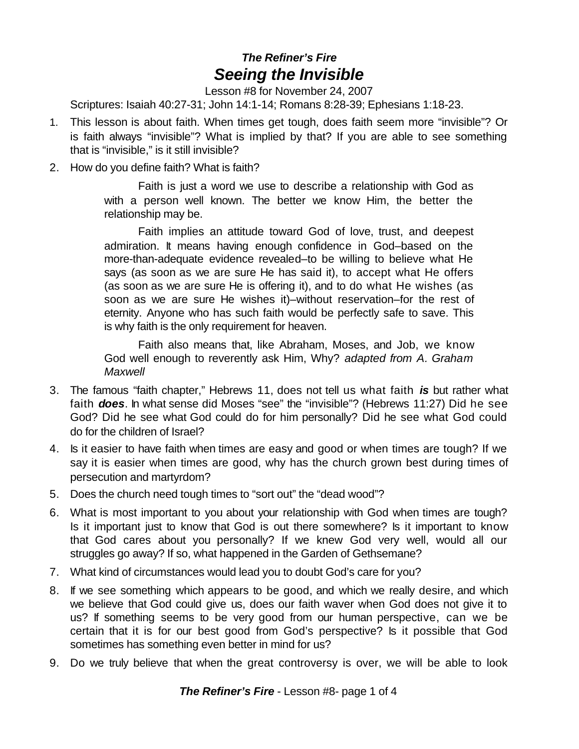### *The Refiner's Fire*

# *Seeing the Invisible*

Lesson #8 for November 24, 2007

Scriptures: Isaiah 40:27-31; John 14:1-14; Romans 8:28-39; Ephesians 1:18-23.

1. This lesson is about faith. When times get tough, does faith seem more "invisible"? Or is faith always "invisible"? What is implied by that? If you are able to see something that is "invisible," is it still invisible?
2. How do you define faith? What is faith?

   > Faith is just a word we use to describe a relationship with God as with a person well known. The better we know Him, the better the relationship may be.
   >
   > Faith implies an attitude toward God of love, trust, and deepest admiration. It means having enough confidence in God–based on the more-than-adequate evidence revealed–to be willing to believe what He says (as soon as we are sure He has said it), to accept what He offers (as soon as we are sure He is offering it), and to do what He wishes (as soon as we are sure He wishes it)–without reservation–for the rest of eternity. Anyone who has such faith would be perfectly safe to save. This is why faith is the only requirement for heaven.
   >
   > Faith also means that, like Abraham, Moses, and Job, we know God well enough to reverently ask Him, Why? *adapted from A. Graham Maxwell*

3. The famous "faith chapter," Hebrews 11, does not tell us what faith ***is*** but rather what faith ***does***. In what sense did Moses "see" the "invisible"? (Hebrews 11:27) Did he see God? Did he see what God could do for him personally? Did he see what God could do for the children of Israel?
4. Is it easier to have faith when times are easy and good or when times are tough? If we say it is easier when times are good, why has the church grown best during times of persecution and martyrdom?
5. Does the church need tough times to "sort out" the "dead wood"?
6. What is most important to you about your relationship with God when times are tough? Is it important just to know that God is out there somewhere? Is it important to know that God cares about you personally? If we knew God very well, would all our struggles go away? If so, what happened in the Garden of Gethsemane?
7. What kind of circumstances would lead you to doubt God's care for you?
8. If we see something which appears to be good, and which we really desire, and which we believe that God could give us, does our faith waver when God does not give it to us? If something seems to be very good from our human perspective, can we be certain that it is for our best good from God's perspective? Is it possible that God sometimes has something even better in mind for us?
9. Do we truly believe that when the great controversy is over, we will be able to look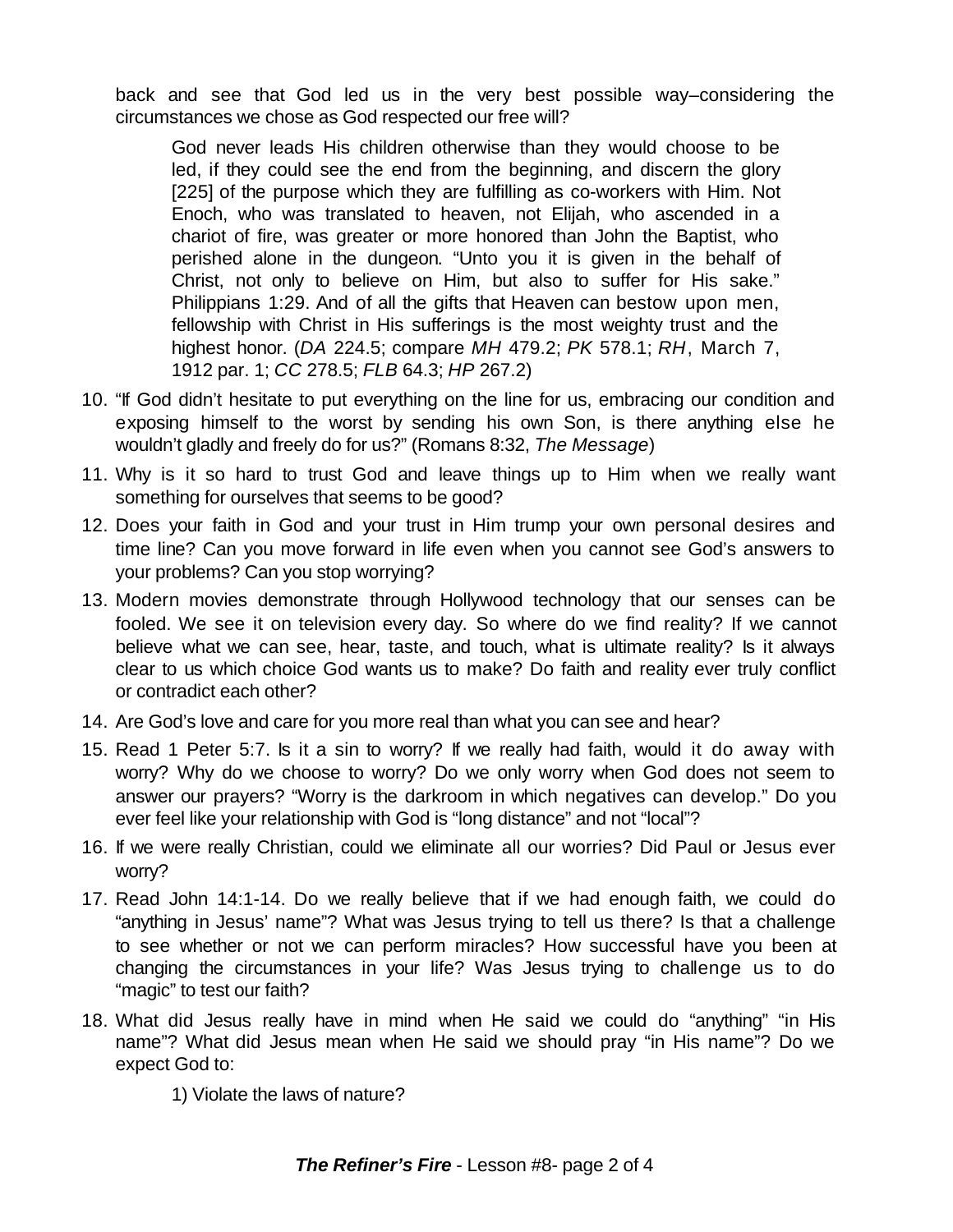back and see that God led us in the very best possible way–considering the circumstances we chose as God respected our free will?

> God never leads His children otherwise than they would choose to be led, if they could see the end from the beginning, and discern the glory [225] of the purpose which they are fulfilling as co-workers with Him. Not Enoch, who was translated to heaven, not Elijah, who ascended in a chariot of fire, was greater or more honored than John the Baptist, who perished alone in the dungeon. "Unto you it is given in the behalf of Christ, not only to believe on Him, but also to suffer for His sake." Philippians 1:29. And of all the gifts that Heaven can bestow upon men, fellowship with Christ in His sufferings is the most weighty trust and the highest honor. (*DA* 224.5; compare *MH* 479.2; *PK* 578.1; *RH*, March 7, 1912 par. 1; *CC* 278.5; *FLB* 64.3; *HP* 267.2)

10. "If God didn't hesitate to put everything on the line for us, embracing our condition and exposing himself to the worst by sending his own Son, is there anything else he wouldn't gladly and freely do for us?" (Romans 8:32, *The Message*)
11. Why is it so hard to trust God and leave things up to Him when we really want something for ourselves that seems to be good?
12. Does your faith in God and your trust in Him trump your own personal desires and time line? Can you move forward in life even when you cannot see God's answers to your problems? Can you stop worrying?
13. Modern movies demonstrate through Hollywood technology that our senses can be fooled. We see it on television every day. So where do we find reality? If we cannot believe what we can see, hear, taste, and touch, what is ultimate reality? Is it always clear to us which choice God wants us to make? Do faith and reality ever truly conflict or contradict each other?
14. Are God's love and care for you more real than what you can see and hear?
15. Read 1 Peter 5:7. Is it a sin to worry? If we really had faith, would it do away with worry? Why do we choose to worry? Do we only worry when God does not seem to answer our prayers? "Worry is the darkroom in which negatives can develop." Do you ever feel like your relationship with God is "long distance" and not "local"?
16. If we were really Christian, could we eliminate all our worries? Did Paul or Jesus ever worry?
17. Read John 14:1-14. Do we really believe that if we had enough faith, we could do "anything in Jesus' name"? What was Jesus trying to tell us there? Is that a challenge to see whether or not we can perform miracles? How successful have you been at changing the circumstances in your life? Was Jesus trying to challenge us to do "magic" to test our faith?
18. What did Jesus really have in mind when He said we could do "anything" "in His name"? What did Jesus mean when He said we should pray "in His name"? Do we expect God to:

    1) Violate the laws of nature?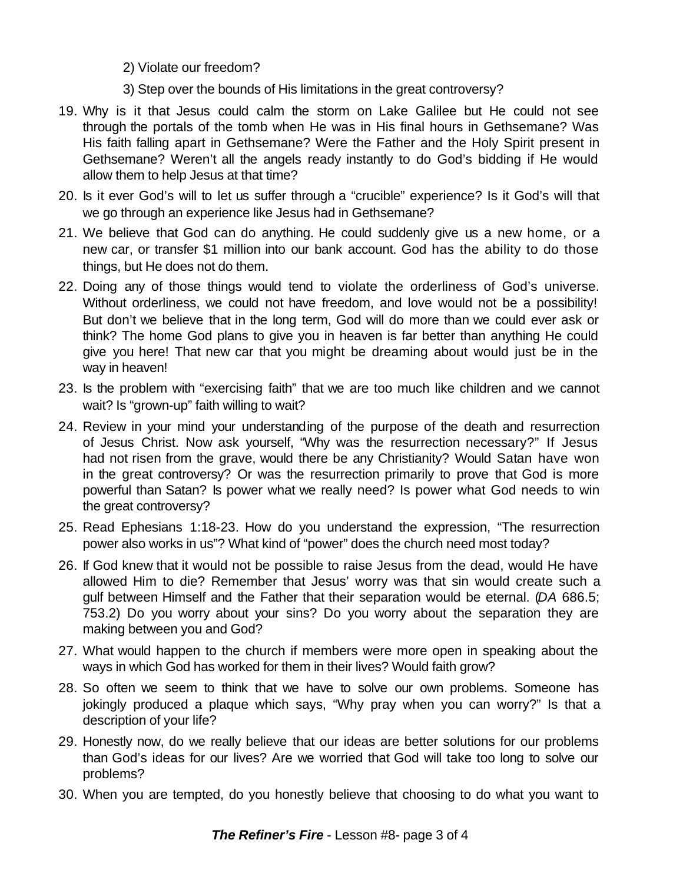2) Violate our freedom?

3) Step over the bounds of His limitations in the great controversy?

19. Why is it that Jesus could calm the storm on Lake Galilee but He could not see through the portals of the tomb when He was in His final hours in Gethsemane? Was His faith falling apart in Gethsemane? Were the Father and the Holy Spirit present in Gethsemane? Weren't all the angels ready instantly to do God's bidding if He would allow them to help Jesus at that time?
20. Is it ever God's will to let us suffer through a "crucible" experience? Is it God's will that we go through an experience like Jesus had in Gethsemane?
21. We believe that God can do anything. He could suddenly give us a new home, or a new car, or transfer $1 million into our bank account. God has the ability to do those things, but He does not do them.
22. Doing any of those things would tend to violate the orderliness of God's universe. Without orderliness, we could not have freedom, and love would not be a possibility! But don't we believe that in the long term, God will do more than we could ever ask or think? The home God plans to give you in heaven is far better than anything He could give you here! That new car that you might be dreaming about would just be in the way in heaven!
23. Is the problem with "exercising faith" that we are too much like children and we cannot wait? Is "grown-up" faith willing to wait?
24. Review in your mind your understanding of the purpose of the death and resurrection of Jesus Christ. Now ask yourself, "Why was the resurrection necessary?" If Jesus had not risen from the grave, would there be any Christianity? Would Satan have won in the great controversy? Or was the resurrection primarily to prove that God is more powerful than Satan? Is power what we really need? Is power what God needs to win the great controversy?
25. Read Ephesians 1:18-23. How do you understand the expression, "The resurrection power also works in us"? What kind of "power" does the church need most today?
26. If God knew that it would not be possible to raise Jesus from the dead, would He have allowed Him to die? Remember that Jesus' worry was that sin would create such a gulf between Himself and the Father that their separation would be eternal. (*DA* 686.5; 753.2) Do you worry about your sins? Do you worry about the separation they are making between you and God?
27. What would happen to the church if members were more open in speaking about the ways in which God has worked for them in their lives? Would faith grow?
28. So often we seem to think that we have to solve our own problems. Someone has jokingly produced a plaque which says, "Why pray when you can worry?" Is that a description of your life?
29. Honestly now, do we really believe that our ideas are better solutions for our problems than God's ideas for our lives? Are we worried that God will take too long to solve our problems?
30. When you are tempted, do you honestly believe that choosing to do what you want to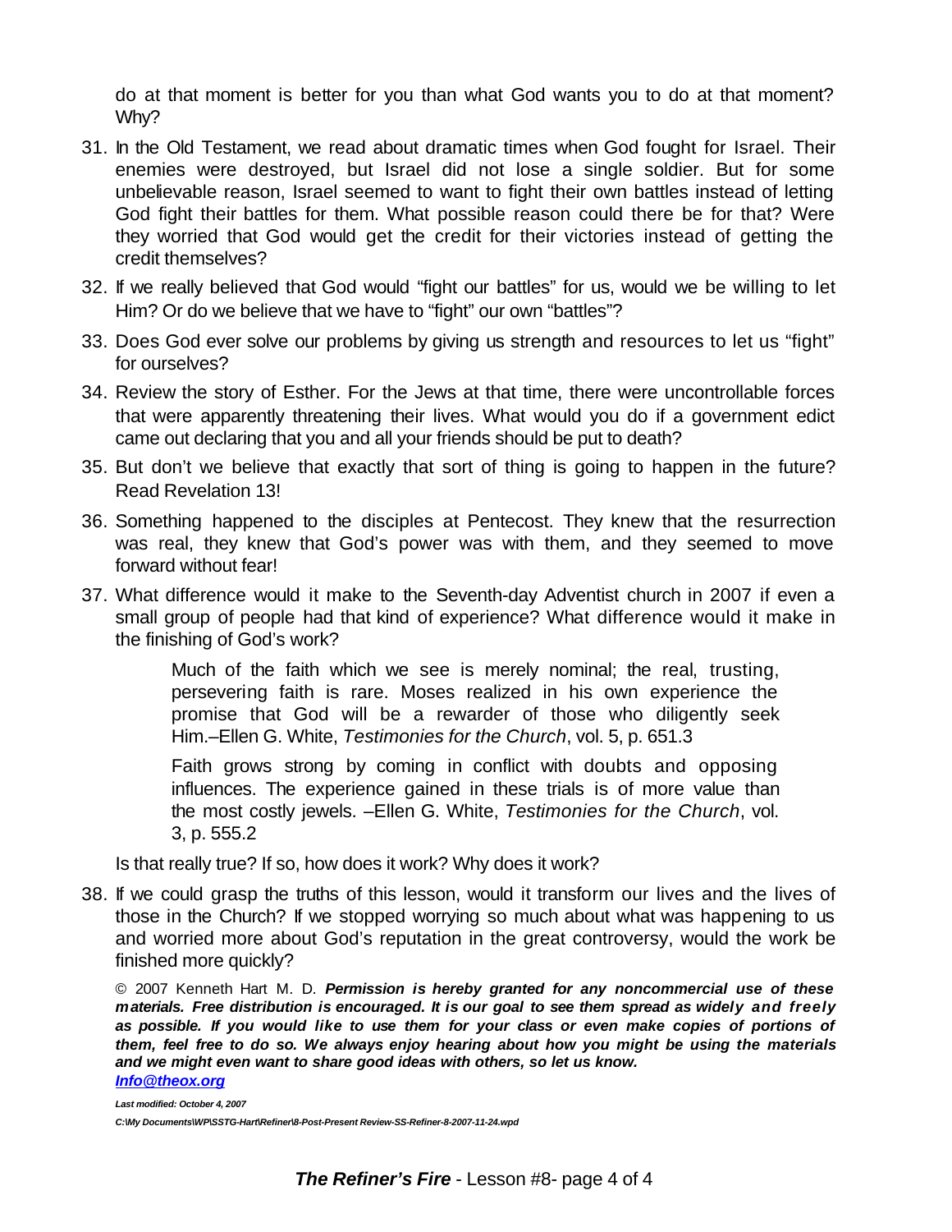do at that moment is better for you than what God wants you to do at that moment? Why?

31. In the Old Testament, we read about dramatic times when God fought for Israel. Their enemies were destroyed, but Israel did not lose a single soldier. But for some unbelievable reason, Israel seemed to want to fight their own battles instead of letting God fight their battles for them. What possible reason could there be for that? Were they worried that God would get the credit for their victories instead of getting the credit themselves?
32. If we really believed that God would "fight our battles" for us, would we be willing to let Him? Or do we believe that we have to "fight" our own "battles"?
33. Does God ever solve our problems by giving us strength and resources to let us "fight" for ourselves?
34. Review the story of Esther. For the Jews at that time, there were uncontrollable forces that were apparently threatening their lives. What would you do if a government edict came out declaring that you and all your friends should be put to death?
35. But don't we believe that exactly that sort of thing is going to happen in the future? Read Revelation 13!
36. Something happened to the disciples at Pentecost. They knew that the resurrection was real, they knew that God's power was with them, and they seemed to move forward without fear!
37. What difference would it make to the Seventh-day Adventist church in 2007 if even a small group of people had that kind of experience? What difference would it make in the finishing of God's work?

    > Much of the faith which we see is merely nominal; the real, trusting, persevering faith is rare. Moses realized in his own experience the promise that God will be a rewarder of those who diligently seek Him.–Ellen G. White, *Testimonies for the Church*, vol. 5, p. 651.3
    >
    > Faith grows strong by coming in conflict with doubts and opposing influences. The experience gained in these trials is of more value than the most costly jewels. –Ellen G. White, *Testimonies for the Church*, vol. 3, p. 555.2

    Is that really true? If so, how does it work? Why does it work?

38. If we could grasp the truths of this lesson, would it transform our lives and the lives of those in the Church? If we stopped worrying so much about what was happening to us and worried more about God's reputation in the great controversy, would the work be finished more quickly?

© 2007 Kenneth Hart M. D. ***Permission is hereby granted for any noncommercial use of these materials. Free distribution is encouraged. It is our goal to see them spread as widely and freely as possible. If you would like to use them for your class or even make copies of portions of them, feel free to do so. We always enjoy hearing about how you might be using the materials and we might even want to share good ideas with others, so let us know.*** 
***Info@theox.org***

***Last modified: October 4, 2007***

***C:\My Documents\WP\SSTG-Hart\Refiner\8-Post-Present Review-SS-Refiner-8-2007-11-24.wpd***